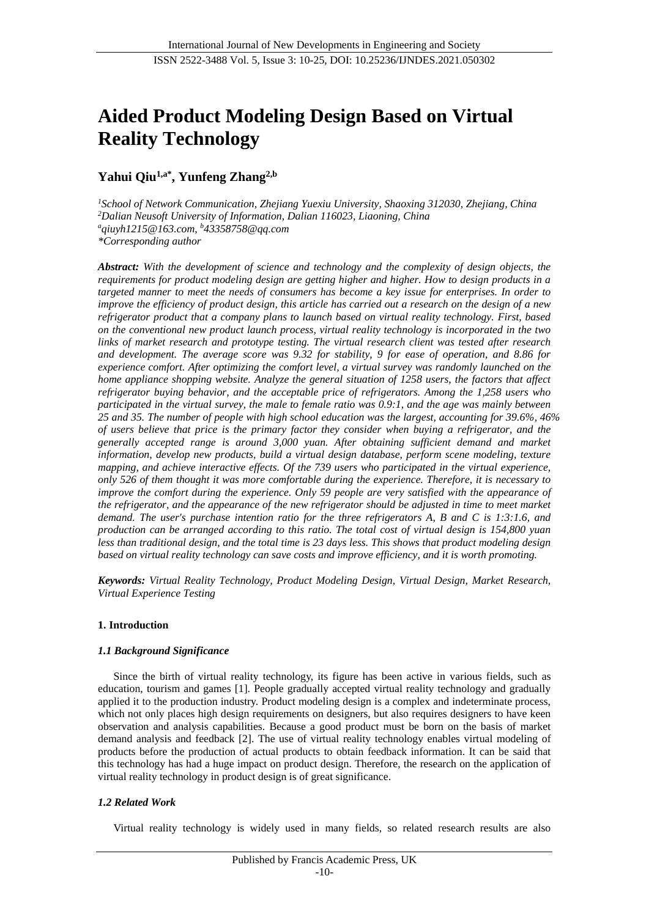# Aided Product Modeling Design Based on Virtual Reality Technology

**Yahui Qiu[1,a*], Yunfeng Zhang[2,b]**

*[1]School of Network Communication, Zhejiang Yuexiu University, Shaoxing 312030, Zhejiang, China*
*[2]Dalian Neusoft University of Information, Dalian 116023, Liaoning, China*
*[a]qiuyh1215@163.com, [b]43358758@qq.com*
*\*Corresponding author*

***Abstract:*** *With the development of science and technology and the complexity of design objects, the requirements for product modeling design are getting higher and higher. How to design products in a targeted manner to meet the needs of consumers has become a key issue for enterprises. In order to improve the efficiency of product design, this article has carried out a research on the design of a new refrigerator product that a company plans to launch based on virtual reality technology. First, based on the conventional new product launch process, virtual reality technology is incorporated in the two links of market research and prototype testing. The virtual research client was tested after research and development. The average score was 9.32 for stability, 9 for ease of operation, and 8.86 for experience comfort. After optimizing the comfort level, a virtual survey was randomly launched on the home appliance shopping website. Analyze the general situation of 1258 users, the factors that affect refrigerator buying behavior, and the acceptable price of refrigerators. Among the 1,258 users who participated in the virtual survey, the male to female ratio was 0.9:1, and the age was mainly between 25 and 35. The number of people with high school education was the largest, accounting for 39.6%, 46% of users believe that price is the primary factor they consider when buying a refrigerator, and the generally accepted range is around 3,000 yuan. After obtaining sufficient demand and market information, develop new products, build a virtual design database, perform scene modeling, texture mapping, and achieve interactive effects. Of the 739 users who participated in the virtual experience, only 526 of them thought it was more comfortable during the experience. Therefore, it is necessary to improve the comfort during the experience. Only 59 people are very satisfied with the appearance of the refrigerator, and the appearance of the new refrigerator should be adjusted in time to meet market demand. The user's purchase intention ratio for the three refrigerators A, B and C is 1:3:1.6, and production can be arranged according to this ratio. The total cost of virtual design is 154,800 yuan less than traditional design, and the total time is 23 days less. This shows that product modeling design based on virtual reality technology can save costs and improve efficiency, and it is worth promoting.*

***Keywords:*** *Virtual Reality Technology, Product Modeling Design, Virtual Design, Market Research, Virtual Experience Testing*

## 1. Introduction

### *1.1 Background Significance*

Since the birth of virtual reality technology, its figure has been active in various fields, such as education, tourism and games [1]. People gradually accepted virtual reality technology and gradually applied it to the production industry. Product modeling design is a complex and indeterminate process, which not only places high design requirements on designers, but also requires designers to have keen observation and analysis capabilities. Because a good product must be born on the basis of market demand analysis and feedback [2]. The use of virtual reality technology enables virtual modeling of products before the production of actual products to obtain feedback information. It can be said that this technology has had a huge impact on product design. Therefore, the research on the application of virtual reality technology in product design is of great significance.

### *1.2 Related Work*

Virtual reality technology is widely used in many fields, so related research results are also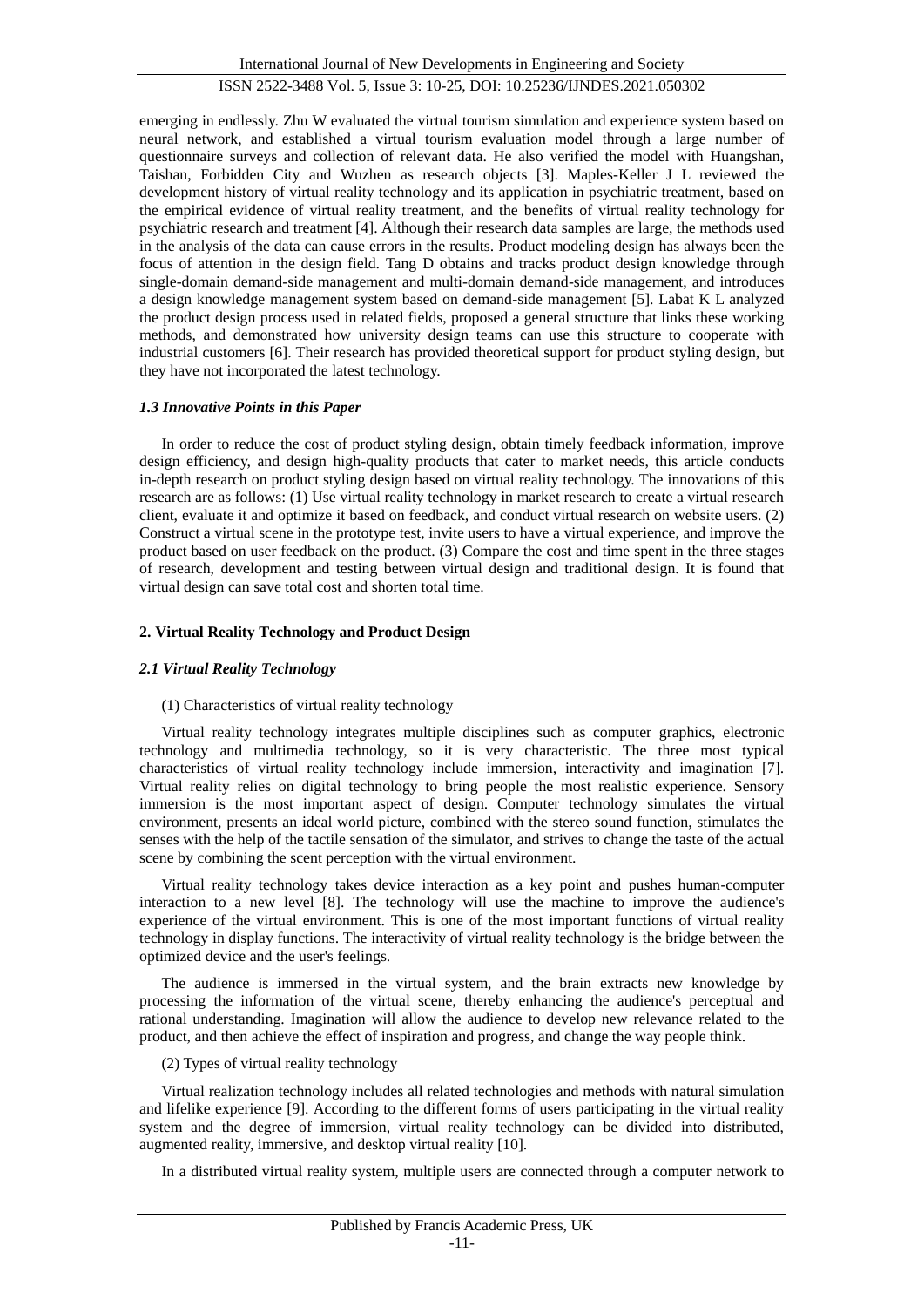emerging in endlessly. Zhu W evaluated the virtual tourism simulation and experience system based on neural network, and established a virtual tourism evaluation model through a large number of questionnaire surveys and collection of relevant data. He also verified the model with Huangshan, Taishan, Forbidden City and Wuzhen as research objects [3]. Maples-Keller J L reviewed the development history of virtual reality technology and its application in psychiatric treatment, based on the empirical evidence of virtual reality treatment, and the benefits of virtual reality technology for psychiatric research and treatment [4]. Although their research data samples are large, the methods used in the analysis of the data can cause errors in the results. Product modeling design has always been the focus of attention in the design field. Tang D obtains and tracks product design knowledge through single-domain demand-side management and multi-domain demand-side management, and introduces a design knowledge management system based on demand-side management [5]. Labat K L analyzed the product design process used in related fields, proposed a general structure that links these working methods, and demonstrated how university design teams can use this structure to cooperate with industrial customers [6]. Their research has provided theoretical support for product styling design, but they have not incorporated the latest technology.

### *1.3 Innovative Points in this Paper*

In order to reduce the cost of product styling design, obtain timely feedback information, improve design efficiency, and design high-quality products that cater to market needs, this article conducts in-depth research on product styling design based on virtual reality technology. The innovations of this research are as follows: (1) Use virtual reality technology in market research to create a virtual research client, evaluate it and optimize it based on feedback, and conduct virtual research on website users. (2) Construct a virtual scene in the prototype test, invite users to have a virtual experience, and improve the product based on user feedback on the product. (3) Compare the cost and time spent in the three stages of research, development and testing between virtual design and traditional design. It is found that virtual design can save total cost and shorten total time.

## **2. Virtual Reality Technology and Product Design**

### *2.1 Virtual Reality Technology*

(1) Characteristics of virtual reality technology

Virtual reality technology integrates multiple disciplines such as computer graphics, electronic technology and multimedia technology, so it is very characteristic. The three most typical characteristics of virtual reality technology include immersion, interactivity and imagination [7]. Virtual reality relies on digital technology to bring people the most realistic experience. Sensory immersion is the most important aspect of design. Computer technology simulates the virtual environment, presents an ideal world picture, combined with the stereo sound function, stimulates the senses with the help of the tactile sensation of the simulator, and strives to change the taste of the actual scene by combining the scent perception with the virtual environment.

Virtual reality technology takes device interaction as a key point and pushes human-computer interaction to a new level [8]. The technology will use the machine to improve the audience's experience of the virtual environment. This is one of the most important functions of virtual reality technology in display functions. The interactivity of virtual reality technology is the bridge between the optimized device and the user's feelings.

The audience is immersed in the virtual system, and the brain extracts new knowledge by processing the information of the virtual scene, thereby enhancing the audience's perceptual and rational understanding. Imagination will allow the audience to develop new relevance related to the product, and then achieve the effect of inspiration and progress, and change the way people think.

(2) Types of virtual reality technology

Virtual realization technology includes all related technologies and methods with natural simulation and lifelike experience [9]. According to the different forms of users participating in the virtual reality system and the degree of immersion, virtual reality technology can be divided into distributed, augmented reality, immersive, and desktop virtual reality [10].

In a distributed virtual reality system, multiple users are connected through a computer network to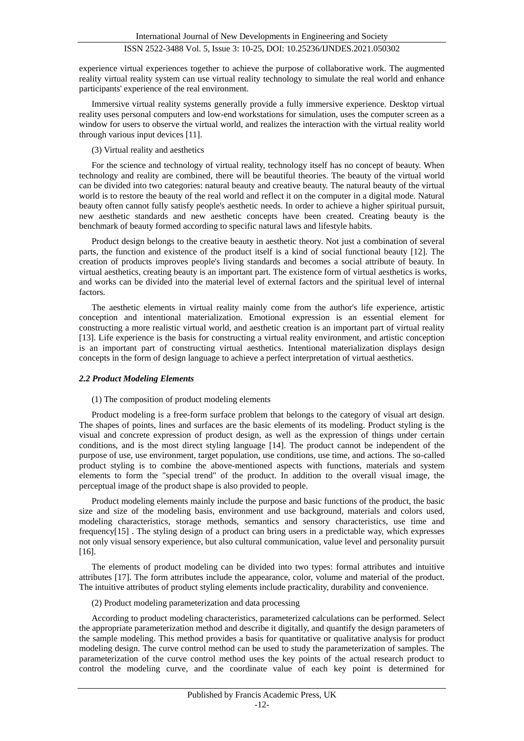experience virtual experiences together to achieve the purpose of collaborative work. The augmented reality virtual reality system can use virtual reality technology to simulate the real world and enhance participants' experience of the real environment.

Immersive virtual reality systems generally provide a fully immersive experience. Desktop virtual reality uses personal computers and low-end workstations for simulation, uses the computer screen as a window for users to observe the virtual world, and realizes the interaction with the virtual reality world through various input devices [11].

(3) Virtual reality and aesthetics

For the science and technology of virtual reality, technology itself has no concept of beauty. When technology and reality are combined, there will be beautiful theories. The beauty of the virtual world can be divided into two categories: natural beauty and creative beauty. The natural beauty of the virtual world is to restore the beauty of the real world and reflect it on the computer in a digital mode. Natural beauty often cannot fully satisfy people's aesthetic needs. In order to achieve a higher spiritual pursuit, new aesthetic standards and new aesthetic concepts have been created. Creating beauty is the benchmark of beauty formed according to specific natural laws and lifestyle habits.

Product design belongs to the creative beauty in aesthetic theory. Not just a combination of several parts, the function and existence of the product itself is a kind of social functional beauty [12]. The creation of products improves people's living standards and becomes a social attribute of beauty. In virtual aesthetics, creating beauty is an important part. The existence form of virtual aesthetics is works, and works can be divided into the material level of external factors and the spiritual level of internal factors.

The aesthetic elements in virtual reality mainly come from the author's life experience, artistic conception and intentional materialization. Emotional expression is an essential element for constructing a more realistic virtual world, and aesthetic creation is an important part of virtual reality [13]. Life experience is the basis for constructing a virtual reality environment, and artistic conception is an important part of constructing virtual aesthetics. Intentional materialization displays design concepts in the form of design language to achieve a perfect interpretation of virtual aesthetics.

### *2.2 Product Modeling Elements*

(1) The composition of product modeling elements

Product modeling is a free-form surface problem that belongs to the category of visual art design. The shapes of points, lines and surfaces are the basic elements of its modeling. Product styling is the visual and concrete expression of product design, as well as the expression of things under certain conditions, and is the most direct styling language [14]. The product cannot be independent of the purpose of use, use environment, target population, use conditions, use time, and actions. The so-called product styling is to combine the above-mentioned aspects with functions, materials and system elements to form the "special trend" of the product. In addition to the overall visual image, the perceptual image of the product shape is also provided to people.

Product modeling elements mainly include the purpose and basic functions of the product, the basic size and size of the modeling basis, environment and use background, materials and colors used, modeling characteristics, storage methods, semantics and sensory characteristics, use time and frequency[15] . The styling design of a product can bring users in a predictable way, which expresses not only visual sensory experience, but also cultural communication, value level and personality pursuit [16].

The elements of product modeling can be divided into two types: formal attributes and intuitive attributes [17]. The form attributes include the appearance, color, volume and material of the product. The intuitive attributes of product styling elements include practicality, durability and convenience.

(2) Product modeling parameterization and data processing

According to product modeling characteristics, parameterized calculations can be performed. Select the appropriate parameterization method and describe it digitally, and quantify the design parameters of the sample modeling. This method provides a basis for quantitative or qualitative analysis for product modeling design. The curve control method can be used to study the parameterization of samples. The parameterization of the curve control method uses the key points of the actual research product to control the modeling curve, and the coordinate value of each key point is determined for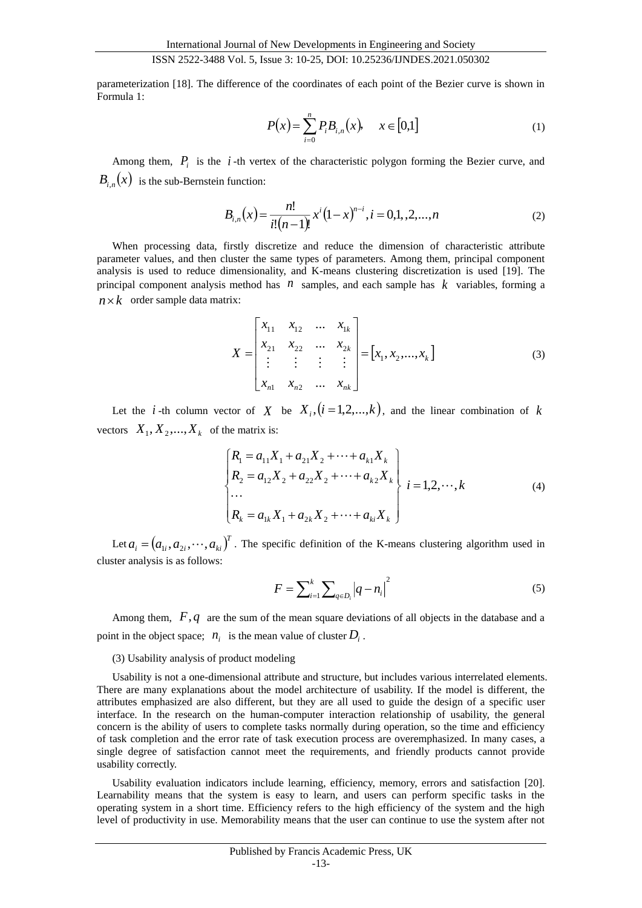parameterization [18]. The difference of the coordinates of each point of the Bezier curve is shown in Formula 1:

$$P(x)=\sum_{i=0}^{n}P_iB_{i,n}(x), \quad x\in[0,1] \tag{1}$$

Among them, $P_i$ is the $i$-th vertex of the characteristic polygon forming the Bezier curve, and $B_{i,n}(x)$ is the sub-Bernstein function:

$$B_{i,n}(x)=\frac{n!}{i!(n-1)!}x^i(1-x)^{n-i}, i=0,1,,2,...,n \tag{2}$$

When processing data, firstly discretize and reduce the dimension of characteristic attribute parameter values, and then cluster the same types of parameters. Among them, principal component analysis is used to reduce dimensionality, and K-means clustering discretization is used [19]. The principal component analysis method has $n$ samples, and each sample has $k$ variables, forming a $n\times k$ order sample data matrix:

$$X=\begin{bmatrix} x_{11} & x_{12} & \dots & x_{1k} \\ x_{21} & x_{22} & \dots & x_{2k} \\ \vdots & \vdots & \vdots & \vdots \\ x_{n1} & x_{n2} & \dots & x_{nk} \end{bmatrix}=[x_1,x_2,...,x_k] \tag{3}$$

Let the $i$-th column vector of $X$ be $X_i,(i=1,2,...,k)$, and the linear combination of $k$ vectors $X_1,X_2,...,X_k$ of the matrix is:

$$\left\{\begin{array}{l} R_1=a_{11}X_1+a_{21}X_2+\cdots+a_{k1}X_k \\ R_2=a_{12}X_2+a_{22}X_2+\cdots+a_{k2}X_k \\ \cdots \\ R_k=a_{1k}X_1+a_{2k}X_2+\cdots+a_{ki}X_k \end{array}\right\} \; i=1,2,\cdots,k \tag{4}$$

Let $a_i=(a_{1i},a_{2i},\cdots,a_{ki})^T$. The specific definition of the K-means clustering algorithm used in cluster analysis is as follows:

$$F=\sum_{i=1}^{k}\sum_{q\in D_i}|q-n_i|^2 \tag{5}$$

Among them, $F,q$ are the sum of the mean square deviations of all objects in the database and a point in the object space; $n_i$ is the mean value of cluster $D_i$.

(3) Usability analysis of product modeling

Usability is not a one-dimensional attribute and structure, but includes various interrelated elements. There are many explanations about the model architecture of usability. If the model is different, the attributes emphasized are also different, but they are all used to guide the design of a specific user interface. In the research on the human-computer interaction relationship of usability, the general concern is the ability of users to complete tasks normally during operation, so the time and efficiency of task completion and the error rate of task execution process are overemphasized. In many cases, a single degree of satisfaction cannot meet the requirements, and friendly products cannot provide usability correctly.

Usability evaluation indicators include learning, efficiency, memory, errors and satisfaction [20]. Learnability means that the system is easy to learn, and users can perform specific tasks in the operating system in a short time. Efficiency refers to the high efficiency of the system and the high level of productivity in use. Memorability means that the user can continue to use the system after not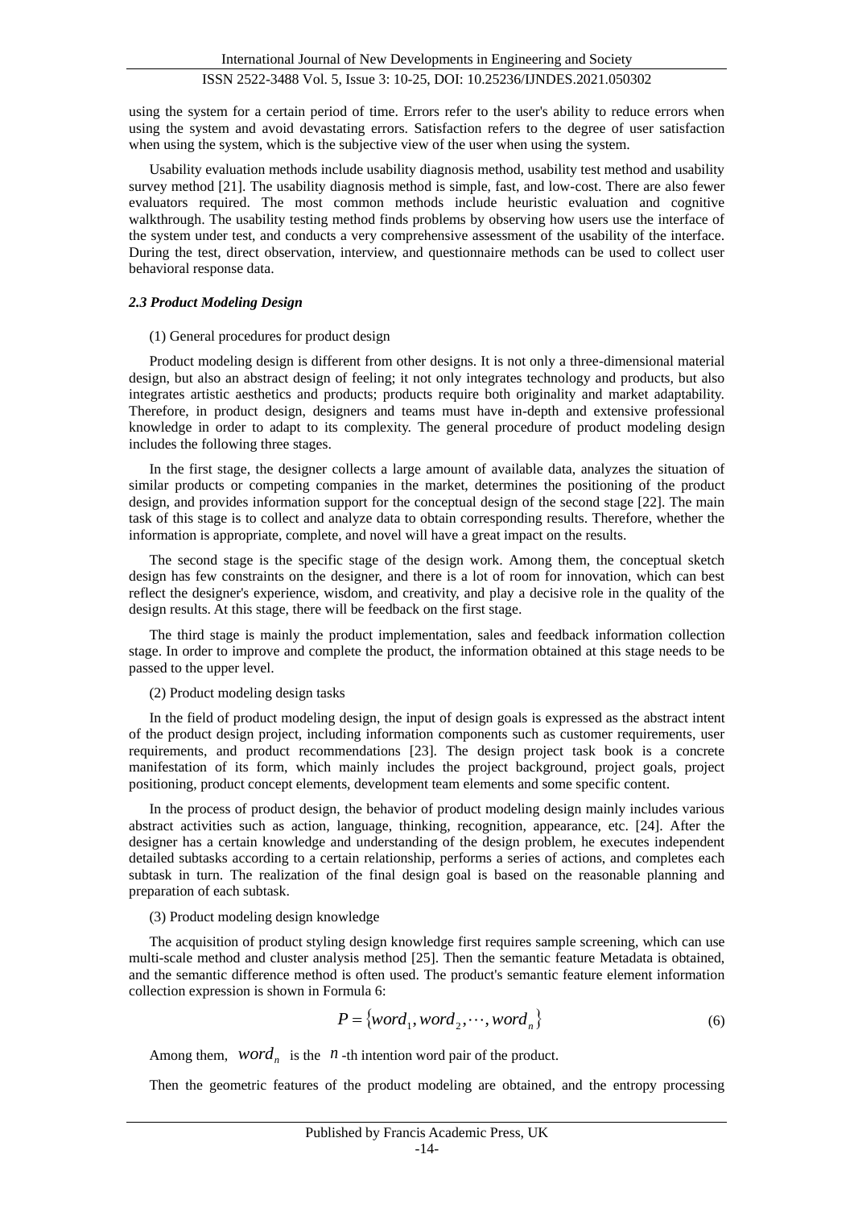using the system for a certain period of time. Errors refer to the user's ability to reduce errors when using the system and avoid devastating errors. Satisfaction refers to the degree of user satisfaction when using the system, which is the subjective view of the user when using the system.

Usability evaluation methods include usability diagnosis method, usability test method and usability survey method [21]. The usability diagnosis method is simple, fast, and low-cost. There are also fewer evaluators required. The most common methods include heuristic evaluation and cognitive walkthrough. The usability testing method finds problems by observing how users use the interface of the system under test, and conducts a very comprehensive assessment of the usability of the interface. During the test, direct observation, interview, and questionnaire methods can be used to collect user behavioral response data.

### *2.3 Product Modeling Design*

(1) General procedures for product design

Product modeling design is different from other designs. It is not only a three-dimensional material design, but also an abstract design of feeling; it not only integrates technology and products, but also integrates artistic aesthetics and products; products require both originality and market adaptability. Therefore, in product design, designers and teams must have in-depth and extensive professional knowledge in order to adapt to its complexity. The general procedure of product modeling design includes the following three stages.

In the first stage, the designer collects a large amount of available data, analyzes the situation of similar products or competing companies in the market, determines the positioning of the product design, and provides information support for the conceptual design of the second stage [22]. The main task of this stage is to collect and analyze data to obtain corresponding results. Therefore, whether the information is appropriate, complete, and novel will have a great impact on the results.

The second stage is the specific stage of the design work. Among them, the conceptual sketch design has few constraints on the designer, and there is a lot of room for innovation, which can best reflect the designer's experience, wisdom, and creativity, and play a decisive role in the quality of the design results. At this stage, there will be feedback on the first stage.

The third stage is mainly the product implementation, sales and feedback information collection stage. In order to improve and complete the product, the information obtained at this stage needs to be passed to the upper level.

(2) Product modeling design tasks

In the field of product modeling design, the input of design goals is expressed as the abstract intent of the product design project, including information components such as customer requirements, user requirements, and product recommendations [23]. The design project task book is a concrete manifestation of its form, which mainly includes the project background, project goals, project positioning, product concept elements, development team elements and some specific content.

In the process of product design, the behavior of product modeling design mainly includes various abstract activities such as action, language, thinking, recognition, appearance, etc. [24]. After the designer has a certain knowledge and understanding of the design problem, he executes independent detailed subtasks according to a certain relationship, performs a series of actions, and completes each subtask in turn. The realization of the final design goal is based on the reasonable planning and preparation of each subtask.

(3) Product modeling design knowledge

The acquisition of product styling design knowledge first requires sample screening, which can use multi-scale method and cluster analysis method [25]. Then the semantic feature Metadata is obtained, and the semantic difference method is often used. The product's semantic feature element information collection expression is shown in Formula 6:

$$P = \{word_1, word_2, \cdots, word_n\} \tag{6}$$

Among them, $word_n$ is the $n$-th intention word pair of the product.

Then the geometric features of the product modeling are obtained, and the entropy processing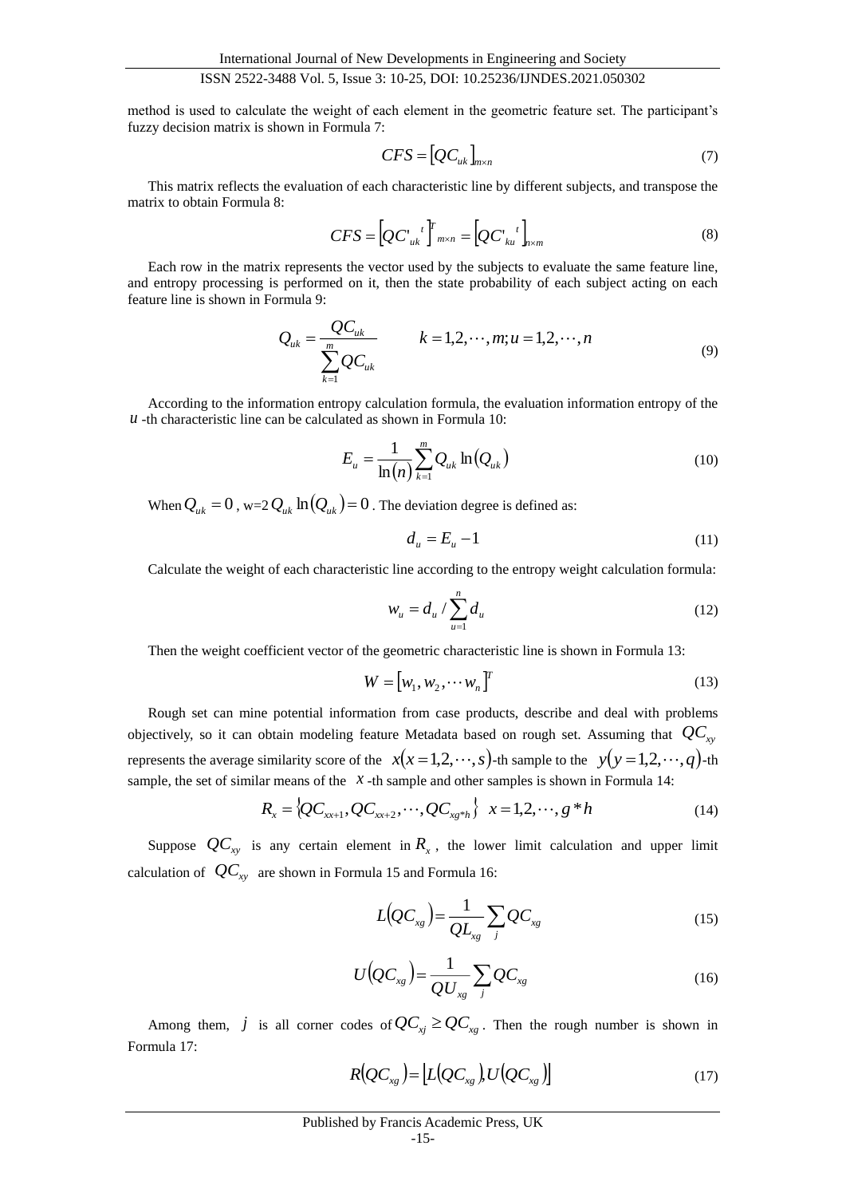method is used to calculate the weight of each element in the geometric feature set. The participant's fuzzy decision matrix is shown in Formula 7:

$$CFS = \left[QC_{uk}\right]_{m\times n} \tag{7}$$

This matrix reflects the evaluation of each characteristic line by different subjects, and transpose the matrix to obtain Formula 8:

$$CFS = \left[QC'_{uk}{}^{t}\right]^{T}_{m\times n} = \left[QC'_{ku}{}^{t}\right]_{n\times m} \tag{8}$$

Each row in the matrix represents the vector used by the subjects to evaluate the same feature line, and entropy processing is performed on it, then the state probability of each subject acting on each feature line is shown in Formula 9:

$$Q_{uk} = \frac{QC_{uk}}{\sum_{k=1}^{m} QC_{uk}} \qquad k = 1,2,\cdots,m; u = 1,2,\cdots,n \tag{9}$$

According to the information entropy calculation formula, the evaluation information entropy of the $u$ -th characteristic line can be calculated as shown in Formula 10:

$$E_u = \frac{1}{\ln(n)} \sum_{k=1}^{m} Q_{uk} \ln(Q_{uk}) \tag{10}$$

When $Q_{uk} = 0$ , w=2 $Q_{uk} \ln(Q_{uk}) = 0$ . The deviation degree is defined as:

$$d_u = E_u - 1 \tag{11}$$

Calculate the weight of each characteristic line according to the entropy weight calculation formula:

$$w_u = d_u / \sum_{u=1}^{n} d_u \tag{12}$$

Then the weight coefficient vector of the geometric characteristic line is shown in Formula 13:

$$W = \left[w_1, w_2, \cdots w_n\right]^T \tag{13}$$

Rough set can mine potential information from case products, describe and deal with problems objectively, so it can obtain modeling feature Metadata based on rough set. Assuming that $QC_{xy}$ represents the average similarity score of the $x(x = 1,2,\cdots,s)$-th sample to the $y(y = 1,2,\cdots,q)$-th sample, the set of similar means of the $x$ -th sample and other samples is shown in Formula 14:

$$R_x = \{QC_{xx+1}, QC_{xx+2}, \cdots, QC_{xg*h}\} \quad x = 1,2,\cdots, g*h \tag{14}$$

Suppose $QC_{xy}$ is any certain element in $R_x$ , the lower limit calculation and upper limit calculation of $QC_{xy}$ are shown in Formula 15 and Formula 16:

$$L(QC_{xg}) = \frac{1}{QL_{xg}} \sum_{j} QC_{xg} \tag{15}$$

$$U(QC_{xg}) = \frac{1}{QU_{xg}} \sum_{j} QC_{xg} \tag{16}$$

Among them, $j$ is all corner codes of $QC_{xj} \geq QC_{xg}$ . Then the rough number is shown in Formula 17:

$$R(QC_{xg}) = \left\lfloor L(QC_{xg}), U(QC_{xg}) \right\rfloor \tag{17}$$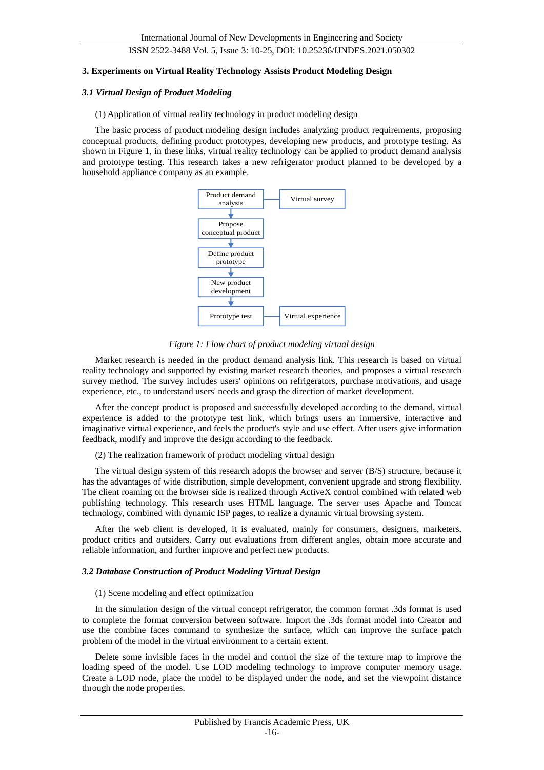## 3. Experiments on Virtual Reality Technology Assists Product Modeling Design

### *3.1 Virtual Design of Product Modeling*

(1) Application of virtual reality technology in product modeling design

The basic process of product modeling design includes analyzing product requirements, proposing conceptual products, defining product prototypes, developing new products, and prototype testing. As shown in Figure 1, in these links, virtual reality technology can be applied to product demand analysis and prototype testing. This research takes a new refrigerator product planned to be developed by a household appliance company as an example.

*Figure 1: Flow chart of product modeling virtual design*

Market research is needed in the product demand analysis link. This research is based on virtual reality technology and supported by existing market research theories, and proposes a virtual research survey method. The survey includes users' opinions on refrigerators, purchase motivations, and usage experience, etc., to understand users' needs and grasp the direction of market development.

After the concept product is proposed and successfully developed according to the demand, virtual experience is added to the prototype test link, which brings users an immersive, interactive and imaginative virtual experience, and feels the product's style and use effect. After users give information feedback, modify and improve the design according to the feedback.

(2) The realization framework of product modeling virtual design

The virtual design system of this research adopts the browser and server (B/S) structure, because it has the advantages of wide distribution, simple development, convenient upgrade and strong flexibility. The client roaming on the browser side is realized through ActiveX control combined with related web publishing technology. This research uses HTML language. The server uses Apache and Tomcat technology, combined with dynamic ISP pages, to realize a dynamic virtual browsing system.

After the web client is developed, it is evaluated, mainly for consumers, designers, marketers, product critics and outsiders. Carry out evaluations from different angles, obtain more accurate and reliable information, and further improve and perfect new products.

### *3.2 Database Construction of Product Modeling Virtual Design*

(1) Scene modeling and effect optimization

In the simulation design of the virtual concept refrigerator, the common format .3ds format is used to complete the format conversion between software. Import the .3ds format model into Creator and use the combine faces command to synthesize the surface, which can improve the surface patch problem of the model in the virtual environment to a certain extent.

Delete some invisible faces in the model and control the size of the texture map to improve the loading speed of the model. Use LOD modeling technology to improve computer memory usage. Create a LOD node, place the model to be displayed under the node, and set the viewpoint distance through the node properties.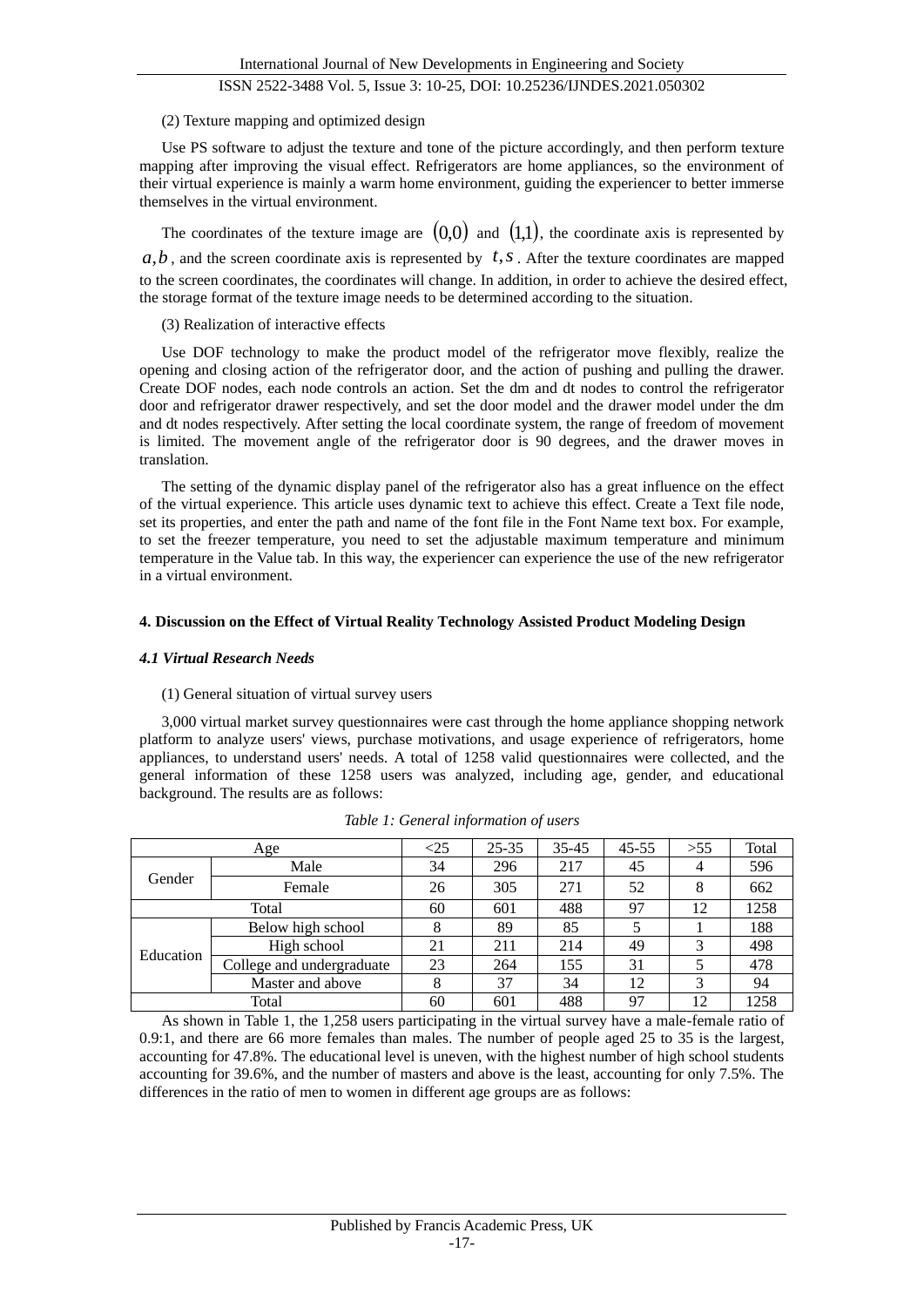(2) Texture mapping and optimized design

Use PS software to adjust the texture and tone of the picture accordingly, and then perform texture mapping after improving the visual effect. Refrigerators are home appliances, so the environment of their virtual experience is mainly a warm home environment, guiding the experiencer to better immerse themselves in the virtual environment.

The coordinates of the texture image are $(0,0)$ and $(1,1)$, the coordinate axis is represented by $a,b$, and the screen coordinate axis is represented by $t,s$. After the texture coordinates are mapped to the screen coordinates, the coordinates will change. In addition, in order to achieve the desired effect, the storage format of the texture image needs to be determined according to the situation.

(3) Realization of interactive effects

Use DOF technology to make the product model of the refrigerator move flexibly, realize the opening and closing action of the refrigerator door, and the action of pushing and pulling the drawer. Create DOF nodes, each node controls an action. Set the dm and dt nodes to control the refrigerator door and refrigerator drawer respectively, and set the door model and the drawer model under the dm and dt nodes respectively. After setting the local coordinate system, the range of freedom of movement is limited. The movement angle of the refrigerator door is 90 degrees, and the drawer moves in translation.

The setting of the dynamic display panel of the refrigerator also has a great influence on the effect of the virtual experience. This article uses dynamic text to achieve this effect. Create a Text file node, set its properties, and enter the path and name of the font file in the Font Name text box. For example, to set the freezer temperature, you need to set the adjustable maximum temperature and minimum temperature in the Value tab. In this way, the experiencer can experience the use of the new refrigerator in a virtual environment.

## 4. Discussion on the Effect of Virtual Reality Technology Assisted Product Modeling Design

### *4.1 Virtual Research Needs*

(1) General situation of virtual survey users

3,000 virtual market survey questionnaires were cast through the home appliance shopping network platform to analyze users' views, purchase motivations, and usage experience of refrigerators, home appliances, to understand users' needs. A total of 1258 valid questionnaires were collected, and the general information of these 1258 users was analyzed, including age, gender, and educational background. The results are as follows:

*Table 1: General information of users*

| Age | | <25 | 25-35 | 35-45 | 45-55 | >55 | Total |
|---|---|---|---|---|---|---|---|
| Gender | Male | 34 | 296 | 217 | 45 | 4 | 596 |
| | Female | 26 | 305 | 271 | 52 | 8 | 662 |
| Total | | 60 | 601 | 488 | 97 | 12 | 1258 |
| Education | Below high school | 8 | 89 | 85 | 5 | 1 | 188 |
| | High school | 21 | 211 | 214 | 49 | 3 | 498 |
| | College and undergraduate | 23 | 264 | 155 | 31 | 5 | 478 |
| | Master and above | 8 | 37 | 34 | 12 | 3 | 94 |
| Total | | 60 | 601 | 488 | 97 | 12 | 1258 |

As shown in Table 1, the 1,258 users participating in the virtual survey have a male-female ratio of 0.9:1, and there are 66 more females than males. The number of people aged 25 to 35 is the largest, accounting for 47.8%. The educational level is uneven, with the highest number of high school students accounting for 39.6%, and the number of masters and above is the least, accounting for only 7.5%. The differences in the ratio of men to women in different age groups are as follows: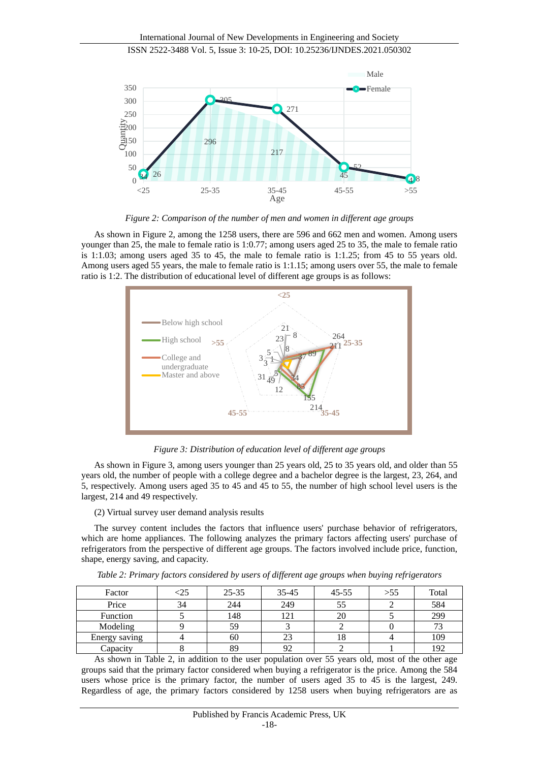*Figure 2: Comparison of the number of men and women in different age groups*

As shown in Figure 2, among the 1258 users, there are 596 and 662 men and women. Among users younger than 25, the male to female ratio is 1:0.77; among users aged 25 to 35, the male to female ratio is 1:1.03; among users aged 35 to 45, the male to female ratio is 1:1.25; from 45 to 55 years old. Among users aged 55 years, the male to female ratio is 1:1.15; among users over 55, the male to female ratio is 1:2. The distribution of educational level of different age groups is as follows:

*Figure 3: Distribution of education level of different age groups*

As shown in Figure 3, among users younger than 25 years old, 25 to 35 years old, and older than 55 years old, the number of people with a college degree and a bachelor degree is the largest, 23, 264, and 5, respectively. Among users aged 35 to 45 and 45 to 55, the number of high school level users is the largest, 214 and 49 respectively.

(2) Virtual survey user demand analysis results

The survey content includes the factors that influence users' purchase behavior of refrigerators, which are home appliances. The following analyzes the primary factors affecting users' purchase of refrigerators from the perspective of different age groups. The factors involved include price, function, shape, energy saving, and capacity.

*Table 2: Primary factors considered by users of different age groups when buying refrigerators*

| Factor | <25 | 25-35 | 35-45 | 45-55 | >55 | Total |
|---|---|---|---|---|---|---|
| Price | 34 | 244 | 249 | 55 | 2 | 584 |
| Function | 5 | 148 | 121 | 20 | 5 | 299 |
| Modeling | 9 | 59 | 3 | 2 | 0 | 73 |
| Energy saving | 4 | 60 | 23 | 18 | 4 | 109 |
| Capacity | 8 | 89 | 92 | 2 | 1 | 192 |

As shown in Table 2, in addition to the user population over 55 years old, most of the other age groups said that the primary factor considered when buying a refrigerator is the price. Among the 584 users whose price is the primary factor, the number of users aged 35 to 45 is the largest, 249. Regardless of age, the primary factors considered by 1258 users when buying refrigerators are as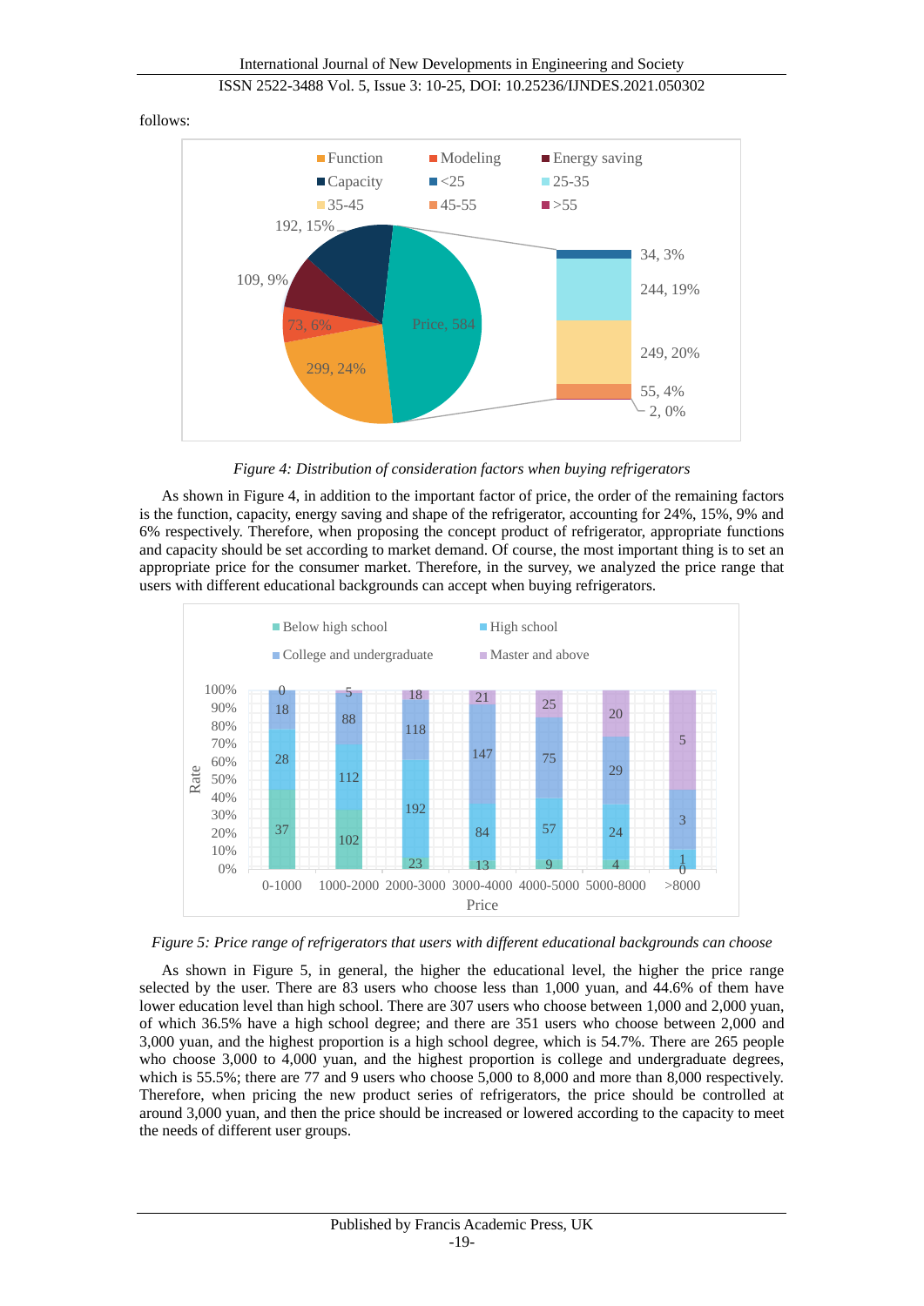follows:

*Figure 4: Distribution of consideration factors when buying refrigerators*

As shown in Figure 4, in addition to the important factor of price, the order of the remaining factors is the function, capacity, energy saving and shape of the refrigerator, accounting for 24%, 15%, 9% and 6% respectively. Therefore, when proposing the concept product of refrigerator, appropriate functions and capacity should be set according to market demand. Of course, the most important thing is to set an appropriate price for the consumer market. Therefore, in the survey, we analyzed the price range that users with different educational backgrounds can accept when buying refrigerators.

*Figure 5: Price range of refrigerators that users with different educational backgrounds can choose*

As shown in Figure 5, in general, the higher the educational level, the higher the price range selected by the user. There are 83 users who choose less than 1,000 yuan, and 44.6% of them have lower education level than high school. There are 307 users who choose between 1,000 and 2,000 yuan, of which 36.5% have a high school degree; and there are 351 users who choose between 2,000 and 3,000 yuan, and the highest proportion is a high school degree, which is 54.7%. There are 265 people who choose 3,000 to 4,000 yuan, and the highest proportion is college and undergraduate degrees, which is 55.5%; there are 77 and 9 users who choose 5,000 to 8,000 and more than 8,000 respectively. Therefore, when pricing the new product series of refrigerators, the price should be controlled at around 3,000 yuan, and then the price should be increased or lowered according to the capacity to meet the needs of different user groups.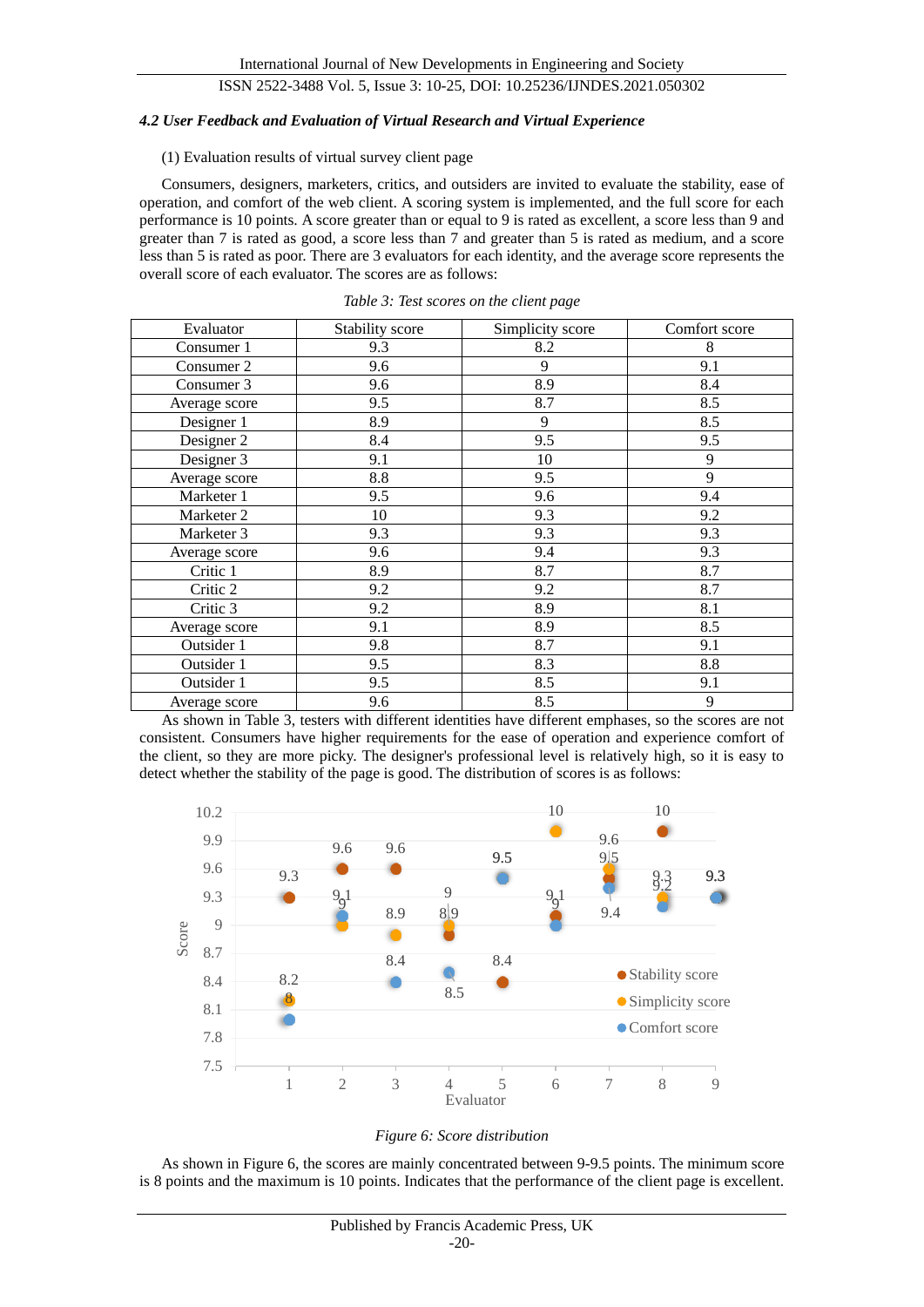#### *4.2 User Feedback and Evaluation of Virtual Research and Virtual Experience*

(1) Evaluation results of virtual survey client page

Consumers, designers, marketers, critics, and outsiders are invited to evaluate the stability, ease of operation, and comfort of the web client. A scoring system is implemented, and the full score for each performance is 10 points. A score greater than or equal to 9 is rated as excellent, a score less than 9 and greater than 7 is rated as good, a score less than 7 and greater than 5 is rated as medium, and a score less than 5 is rated as poor. There are 3 evaluators for each identity, and the average score represents the overall score of each evaluator. The scores are as follows:

*Table 3: Test scores on the client page*

| Evaluator | Stability score | Simplicity score | Comfort score |
|---|---|---|---|
| Consumer 1 | 9.3 | 8.2 | 8 |
| Consumer 2 | 9.6 | 9 | 9.1 |
| Consumer 3 | 9.6 | 8.9 | 8.4 |
| Average score | 9.5 | 8.7 | 8.5 |
| Designer 1 | 8.9 | 9 | 8.5 |
| Designer 2 | 8.4 | 9.5 | 9.5 |
| Designer 3 | 9.1 | 10 | 9 |
| Average score | 8.8 | 9.5 | 9 |
| Marketer 1 | 9.5 | 9.6 | 9.4 |
| Marketer 2 | 10 | 9.3 | 9.2 |
| Marketer 3 | 9.3 | 9.3 | 9.3 |
| Average score | 9.6 | 9.4 | 9.3 |
| Critic 1 | 8.9 | 8.7 | 8.7 |
| Critic 2 | 9.2 | 9.2 | 8.7 |
| Critic 3 | 9.2 | 8.9 | 8.1 |
| Average score | 9.1 | 8.9 | 8.5 |
| Outsider 1 | 9.8 | 8.7 | 9.1 |
| Outsider 1 | 9.5 | 8.3 | 8.8 |
| Outsider 1 | 9.5 | 8.5 | 9.1 |
| Average score | 9.6 | 8.5 | 9 |

As shown in Table 3, testers with different identities have different emphases, so the scores are not consistent. Consumers have higher requirements for the ease of operation and experience comfort of the client, so they are more picky. The designer's professional level is relatively high, so it is easy to detect whether the stability of the page is good. The distribution of scores is as follows:

*Figure 6: Score distribution*

As shown in Figure 6, the scores are mainly concentrated between 9-9.5 points. The minimum score is 8 points and the maximum is 10 points. Indicates that the performance of the client page is excellent.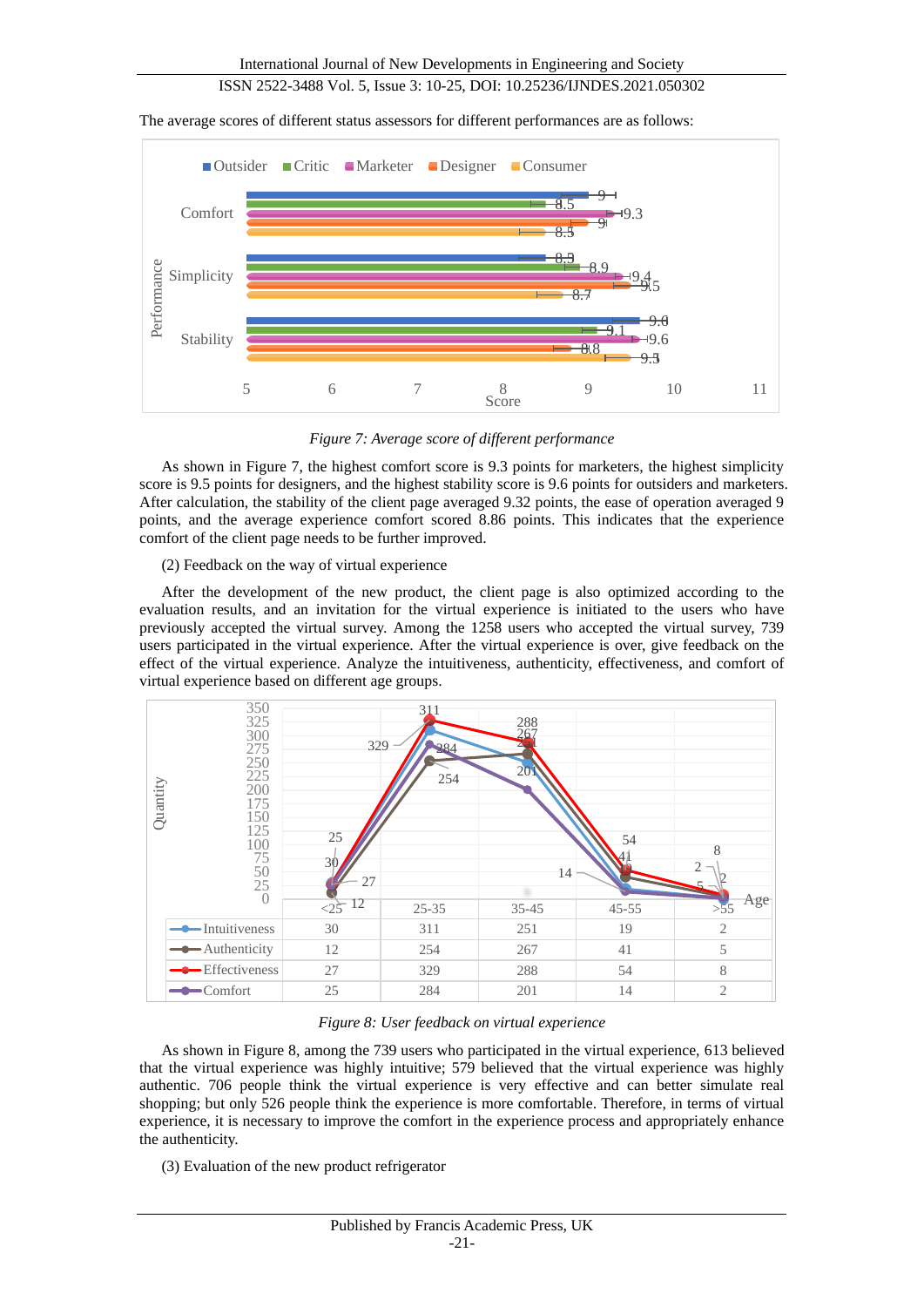The average scores of different status assessors for different performances are as follows:

*Figure 7: Average score of different performance*

As shown in Figure 7, the highest comfort score is 9.3 points for marketers, the highest simplicity score is 9.5 points for designers, and the highest stability score is 9.6 points for outsiders and marketers. After calculation, the stability of the client page averaged 9.32 points, the ease of operation averaged 9 points, and the average experience comfort scored 8.86 points. This indicates that the experience comfort of the client page needs to be further improved.

(2) Feedback on the way of virtual experience

After the development of the new product, the client page is also optimized according to the evaluation results, and an invitation for the virtual experience is initiated to the users who have previously accepted the virtual survey. Among the 1258 users who accepted the virtual survey, 739 users participated in the virtual experience. After the virtual experience is over, give feedback on the effect of the virtual experience. Analyze the intuitiveness, authenticity, effectiveness, and comfort of virtual experience based on different age groups.

| Age | <25 | 25-35 | 35-45 | 45-55 | >55 |
|---|---|---|---|---|---|
| Intuitiveness | 30 | 311 | 251 | 19 | 2 |
| Authenticity | 12 | 254 | 267 | 41 | 5 |
| Effectiveness | 27 | 329 | 288 | 54 | 8 |
| Comfort | 25 | 284 | 201 | 14 | 2 |

*Figure 8: User feedback on virtual experience*

As shown in Figure 8, among the 739 users who participated in the virtual experience, 613 believed that the virtual experience was highly intuitive; 579 believed that the virtual experience was highly authentic. 706 people think the virtual experience is very effective and can better simulate real shopping; but only 526 people think the experience is more comfortable. Therefore, in terms of virtual experience, it is necessary to improve the comfort in the experience process and appropriately enhance the authenticity.

(3) Evaluation of the new product refrigerator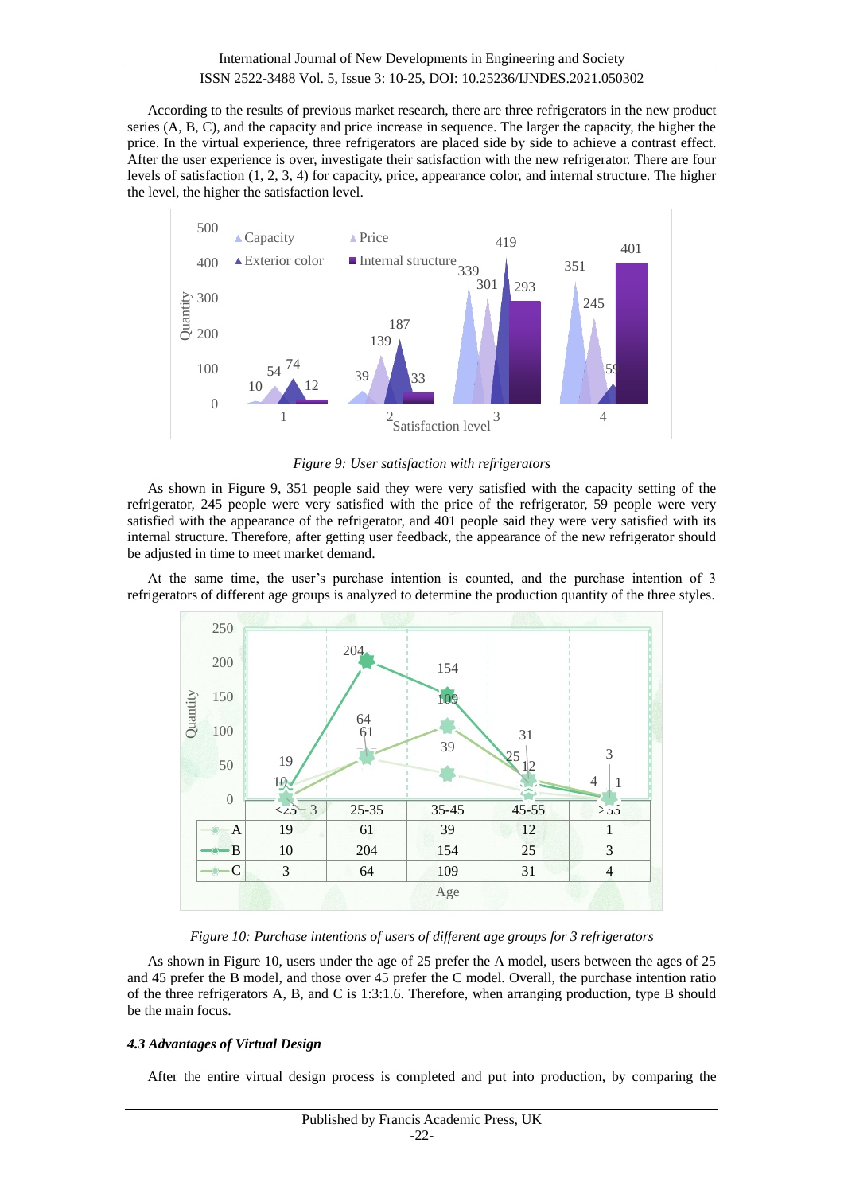According to the results of previous market research, there are three refrigerators in the new product series (A, B, C), and the capacity and price increase in sequence. The larger the capacity, the higher the price. In the virtual experience, three refrigerators are placed side by side to achieve a contrast effect. After the user experience is over, investigate their satisfaction with the new refrigerator. There are four levels of satisfaction (1, 2, 3, 4) for capacity, price, appearance color, and internal structure. The higher the level, the higher the satisfaction level.

*Figure 9: User satisfaction with refrigerators*

As shown in Figure 9, 351 people said they were very satisfied with the capacity setting of the refrigerator, 245 people were very satisfied with the price of the refrigerator, 59 people were very satisfied with the appearance of the refrigerator, and 401 people said they were very satisfied with its internal structure. Therefore, after getting user feedback, the appearance of the new refrigerator should be adjusted in time to meet market demand.

At the same time, the user's purchase intention is counted, and the purchase intention of 3 refrigerators of different age groups is analyzed to determine the production quantity of the three styles.

| | <25 | 25-35 | 35-45 | 45-55 | >55 |
|---|---|---|---|---|---|
| A | 19 | 61 | 39 | 12 | 1 |
| B | 10 | 204 | 154 | 25 | 3 |
| C | 3 | 64 | 109 | 31 | 4 |

*Figure 10: Purchase intentions of users of different age groups for 3 refrigerators*

As shown in Figure 10, users under the age of 25 prefer the A model, users between the ages of 25 and 45 prefer the B model, and those over 45 prefer the C model. Overall, the purchase intention ratio of the three refrigerators A, B, and C is 1:3:1.6. Therefore, when arranging production, type B should be the main focus.

#### *4.3 Advantages of Virtual Design*

After the entire virtual design process is completed and put into production, by comparing the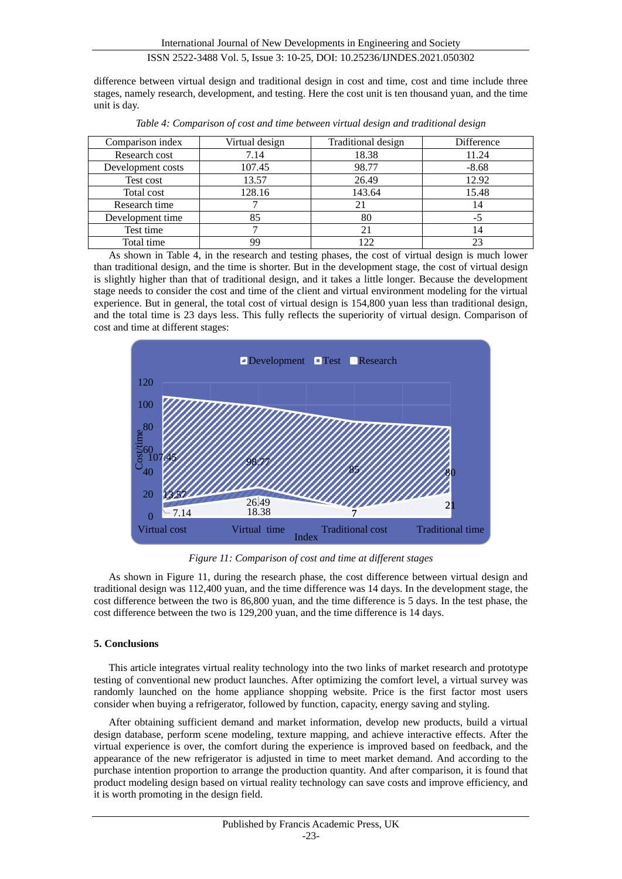difference between virtual design and traditional design in cost and time, cost and time include three stages, namely research, development, and testing. Here the cost unit is ten thousand yuan, and the time unit is day.

*Table 4: Comparison of cost and time between virtual design and traditional design*

| Comparison index | Virtual design | Traditional design | Difference |
|---|---|---|---|
| Research cost | 7.14 | 18.38 | 11.24 |
| Development costs | 107.45 | 98.77 | -8.68 |
| Test cost | 13.57 | 26.49 | 12.92 |
| Total cost | 128.16 | 143.64 | 15.48 |
| Research time | 7 | 21 | 14 |
| Development time | 85 | 80 | -5 |
| Test time | 7 | 21 | 14 |
| Total time | 99 | 122 | 23 |

As shown in Table 4, in the research and testing phases, the cost of virtual design is much lower than traditional design, and the time is shorter. But in the development stage, the cost of virtual design is slightly higher than that of traditional design, and it takes a little longer. Because the development stage needs to consider the cost and time of the client and virtual environment modeling for the virtual experience. But in general, the total cost of virtual design is 154,800 yuan less than traditional design, and the total time is 23 days less. This fully reflects the superiority of virtual design. Comparison of cost and time at different stages:

*Figure 11: Comparison of cost and time at different stages*

As shown in Figure 11, during the research phase, the cost difference between virtual design and traditional design was 112,400 yuan, and the time difference was 14 days. In the development stage, the cost difference between the two is 86,800 yuan, and the time difference is 5 days. In the test phase, the cost difference between the two is 129,200 yuan, and the time difference is 14 days.

## 5. Conclusions

This article integrates virtual reality technology into the two links of market research and prototype testing of conventional new product launches. After optimizing the comfort level, a virtual survey was randomly launched on the home appliance shopping website. Price is the first factor most users consider when buying a refrigerator, followed by function, capacity, energy saving and styling.

After obtaining sufficient demand and market information, develop new products, build a virtual design database, perform scene modeling, texture mapping, and achieve interactive effects. After the virtual experience is over, the comfort during the experience is improved based on feedback, and the appearance of the new refrigerator is adjusted in time to meet market demand. And according to the purchase intention proportion to arrange the production quantity. And after comparison, it is found that product modeling design based on virtual reality technology can save costs and improve efficiency, and it is worth promoting in the design field.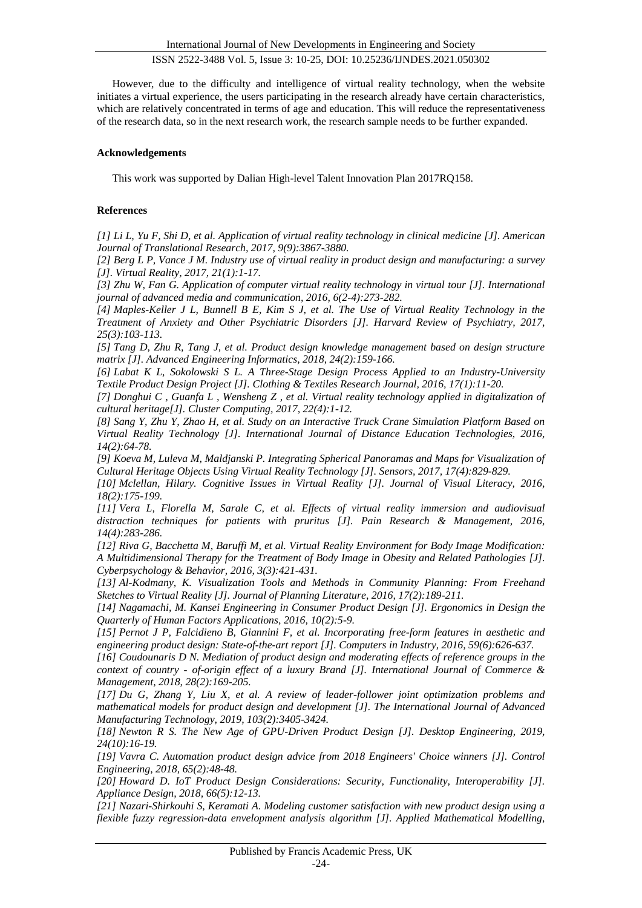However, due to the difficulty and intelligence of virtual reality technology, when the website initiates a virtual experience, the users participating in the research already have certain characteristics, which are relatively concentrated in terms of age and education. This will reduce the representativeness of the research data, so in the next research work, the research sample needs to be further expanded.

## Acknowledgements

This work was supported by Dalian High-level Talent Innovation Plan 2017RQ158.

## References

*[1] Li L, Yu F, Shi D, et al. Application of virtual reality technology in clinical medicine [J]. American Journal of Translational Research, 2017, 9(9):3867-3880.*

*[2] Berg L P, Vance J M. Industry use of virtual reality in product design and manufacturing: a survey [J]. Virtual Reality, 2017, 21(1):1-17.*

*[3] Zhu W, Fan G. Application of computer virtual reality technology in virtual tour [J]. International journal of advanced media and communication, 2016, 6(2-4):273-282.*

*[4] Maples-Keller J L, Bunnell B E, Kim S J, et al. The Use of Virtual Reality Technology in the Treatment of Anxiety and Other Psychiatric Disorders [J]. Harvard Review of Psychiatry, 2017, 25(3):103-113.*

*[5] Tang D, Zhu R, Tang J, et al. Product design knowledge management based on design structure matrix [J]. Advanced Engineering Informatics, 2018, 24(2):159-166.*

*[6] Labat K L, Sokolowski S L. A Three-Stage Design Process Applied to an Industry-University Textile Product Design Project [J]. Clothing & Textiles Research Journal, 2016, 17(1):11-20.*

*[7] Donghui C , Guanfa L , Wensheng Z , et al. Virtual reality technology applied in digitalization of cultural heritage[J]. Cluster Computing, 2017, 22(4):1-12.*

*[8] Sang Y, Zhu Y, Zhao H, et al. Study on an Interactive Truck Crane Simulation Platform Based on Virtual Reality Technology [J]. International Journal of Distance Education Technologies, 2016, 14(2):64-78.*

*[9] Koeva M, Luleva M, Maldjanski P. Integrating Spherical Panoramas and Maps for Visualization of Cultural Heritage Objects Using Virtual Reality Technology [J]. Sensors, 2017, 17(4):829-829.*

*[10] Mclellan, Hilary. Cognitive Issues in Virtual Reality [J]. Journal of Visual Literacy, 2016, 18(2):175-199.*

*[11] Vera L, Florella M, Sarale C, et al. Effects of virtual reality immersion and audiovisual distraction techniques for patients with pruritus [J]. Pain Research & Management, 2016, 14(4):283-286.*

*[12] Riva G, Bacchetta M, Baruffi M, et al. Virtual Reality Environment for Body Image Modification: A Multidimensional Therapy for the Treatment of Body Image in Obesity and Related Pathologies [J]. Cyberpsychology & Behavior, 2016, 3(3):421-431.*

*[13] Al-Kodmany, K. Visualization Tools and Methods in Community Planning: From Freehand Sketches to Virtual Reality [J]. Journal of Planning Literature, 2016, 17(2):189-211.*

*[14] Nagamachi, M. Kansei Engineering in Consumer Product Design [J]. Ergonomics in Design the Quarterly of Human Factors Applications, 2016, 10(2):5-9.*

*[15] Pernot J P, Falcidieno B, Giannini F, et al. Incorporating free-form features in aesthetic and engineering product design: State-of-the-art report [J]. Computers in Industry, 2016, 59(6):626-637.*

*[16] Coudounaris D N. Mediation of product design and moderating effects of reference groups in the context of country - of-origin effect of a luxury Brand [J]. International Journal of Commerce & Management, 2018, 28(2):169-205.*

*[17] Du G, Zhang Y, Liu X, et al. A review of leader-follower joint optimization problems and mathematical models for product design and development [J]. The International Journal of Advanced Manufacturing Technology, 2019, 103(2):3405-3424.*

*[18] Newton R S. The New Age of GPU-Driven Product Design [J]. Desktop Engineering, 2019, 24(10):16-19.*

*[19] Vavra C. Automation product design advice from 2018 Engineers' Choice winners [J]. Control Engineering, 2018, 65(2):48-48.*

*[20] Howard D. IoT Product Design Considerations: Security, Functionality, Interoperability [J]. Appliance Design, 2018, 66(5):12-13.*

*[21] Nazari-Shirkouhi S, Keramati A. Modeling customer satisfaction with new product design using a flexible fuzzy regression-data envelopment analysis algorithm [J]. Applied Mathematical Modelling,*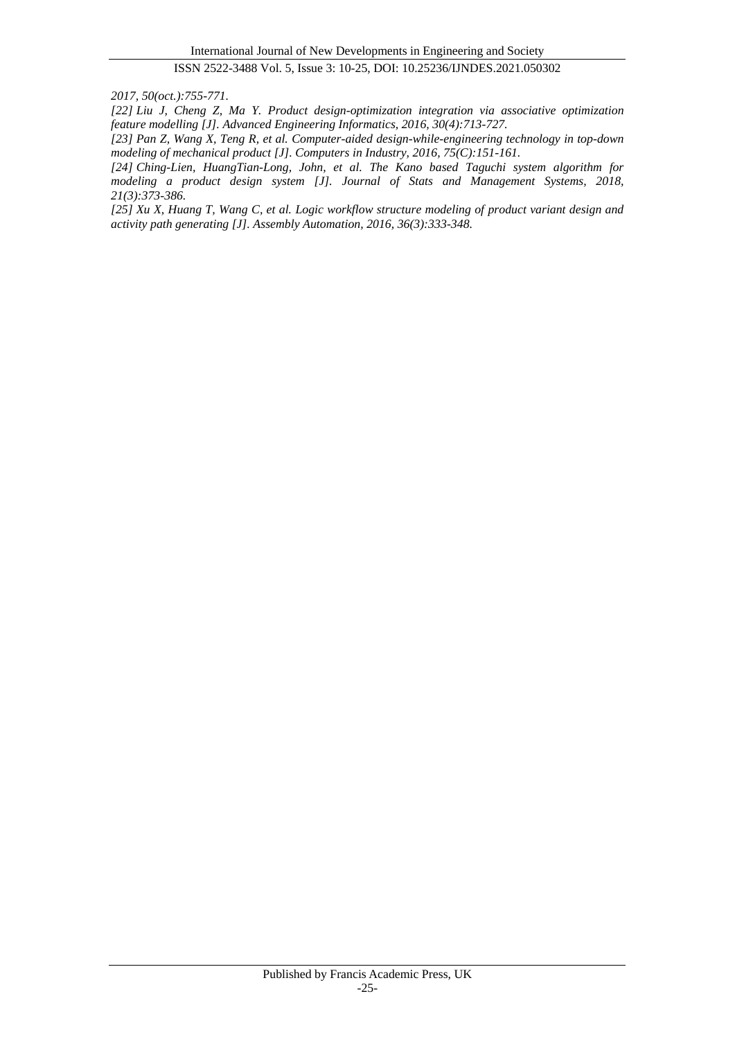*2017, 50(oct.):755-771.*

*[22] Liu J, Cheng Z, Ma Y. Product design-optimization integration via associative optimization feature modelling [J]. Advanced Engineering Informatics, 2016, 30(4):713-727.*

*[23] Pan Z, Wang X, Teng R, et al. Computer-aided design-while-engineering technology in top-down modeling of mechanical product [J]. Computers in Industry, 2016, 75(C):151-161.*

*[24] Ching-Lien, HuangTian-Long, John, et al. The Kano based Taguchi system algorithm for modeling a product design system [J]. Journal of Stats and Management Systems, 2018, 21(3):373-386.*

*[25] Xu X, Huang T, Wang C, et al. Logic workflow structure modeling of product variant design and activity path generating [J]. Assembly Automation, 2016, 36(3):333-348.*